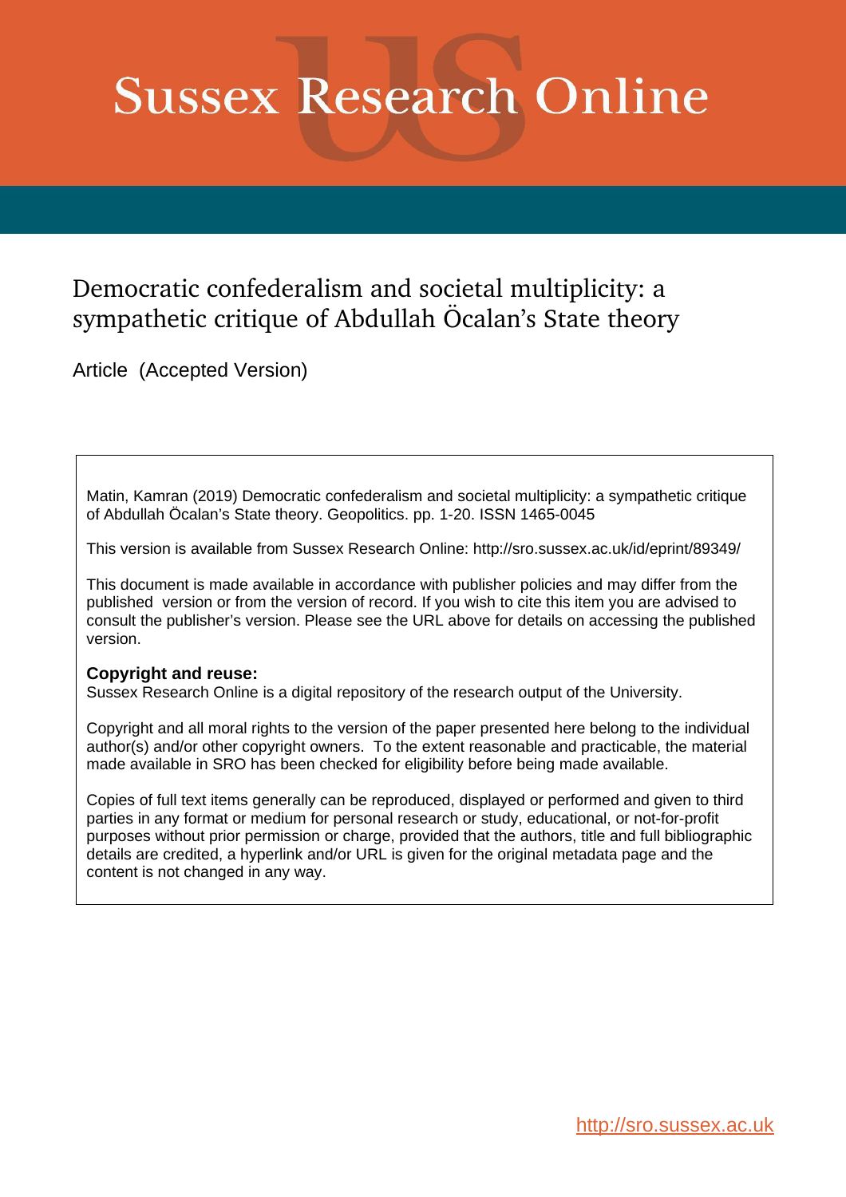# Sussex Research Online

## Democratic confederalism and societal multiplicity: a sympathetic critique of Abdullah Öcalan's State theory

Article (Accepted Version)

Matin, Kamran (2019) Democratic confederalism and societal multiplicity: a sympathetic critique of Abdullah Öcalan's State theory. Geopolitics. pp. 1-20. ISSN 1465-0045

This version is available from Sussex Research Online: http://sro.sussex.ac.uk/id/eprint/89349/

This document is made available in accordance with publisher policies and may differ from the published version or from the version of record. If you wish to cite this item you are advised to consult the publisher's version. Please see the URL above for details on accessing the published version.

**Copyright and reuse:**
Sussex Research Online is a digital repository of the research output of the University.

Copyright and all moral rights to the version of the paper presented here belong to the individual author(s) and/or other copyright owners. To the extent reasonable and practicable, the material made available in SRO has been checked for eligibility before being made available.

Copies of full text items generally can be reproduced, displayed or performed and given to third parties in any format or medium for personal research or study, educational, or not-for-profit purposes without prior permission or charge, provided that the authors, title and full bibliographic details are credited, a hyperlink and/or URL is given for the original metadata page and the content is not changed in any way.

http://sro.sussex.ac.uk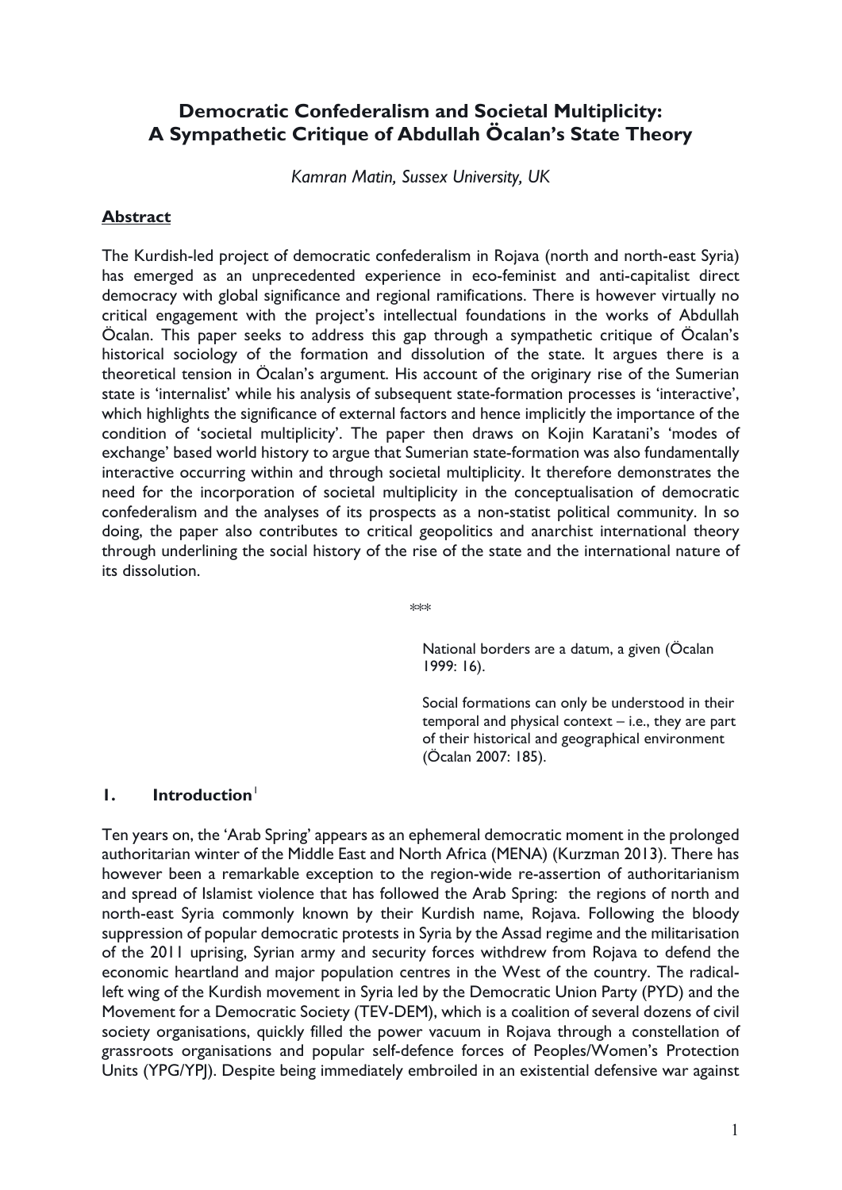# Democratic Confederalism and Societal Multiplicity: A Sympathetic Critique of Abdullah Öcalan's State Theory

*Kamran Matin, Sussex University, UK*

## Abstract

The Kurdish-led project of democratic confederalism in Rojava (north and north-east Syria) has emerged as an unprecedented experience in eco-feminist and anti-capitalist direct democracy with global significance and regional ramifications. There is however virtually no critical engagement with the project's intellectual foundations in the works of Abdullah Öcalan. This paper seeks to address this gap through a sympathetic critique of Öcalan's historical sociology of the formation and dissolution of the state. It argues there is a theoretical tension in Öcalan's argument. His account of the originary rise of the Sumerian state is 'internalist' while his analysis of subsequent state-formation processes is 'interactive', which highlights the significance of external factors and hence implicitly the importance of the condition of 'societal multiplicity'. The paper then draws on Kojin Karatani's 'modes of exchange' based world history to argue that Sumerian state-formation was also fundamentally interactive occurring within and through societal multiplicity. It therefore demonstrates the need for the incorporation of societal multiplicity in the conceptualisation of democratic confederalism and the analyses of its prospects as a non-statist political community. In so doing, the paper also contributes to critical geopolitics and anarchist international theory through underlining the social history of the rise of the state and the international nature of its dissolution.

\*\*\*

> National borders are a datum, a given (Öcalan 1999: 16).
>
> Social formations can only be understood in their temporal and physical context – i.e., they are part of their historical and geographical environment (Öcalan 2007: 185).

## 1. Introduction[1]

Ten years on, the 'Arab Spring' appears as an ephemeral democratic moment in the prolonged authoritarian winter of the Middle East and North Africa (MENA) (Kurzman 2013). There has however been a remarkable exception to the region-wide re-assertion of authoritarianism and spread of Islamist violence that has followed the Arab Spring: the regions of north and north-east Syria commonly known by their Kurdish name, Rojava. Following the bloody suppression of popular democratic protests in Syria by the Assad regime and the militarisation of the 2011 uprising, Syrian army and security forces withdrew from Rojava to defend the economic heartland and major population centres in the West of the country. The radical-left wing of the Kurdish movement in Syria led by the Democratic Union Party (PYD) and the Movement for a Democratic Society (TEV-DEM), which is a coalition of several dozens of civil society organisations, quickly filled the power vacuum in Rojava through a constellation of grassroots organisations and popular self-defence forces of Peoples/Women's Protection Units (YPG/YPJ). Despite being immediately embroiled in an existential defensive war against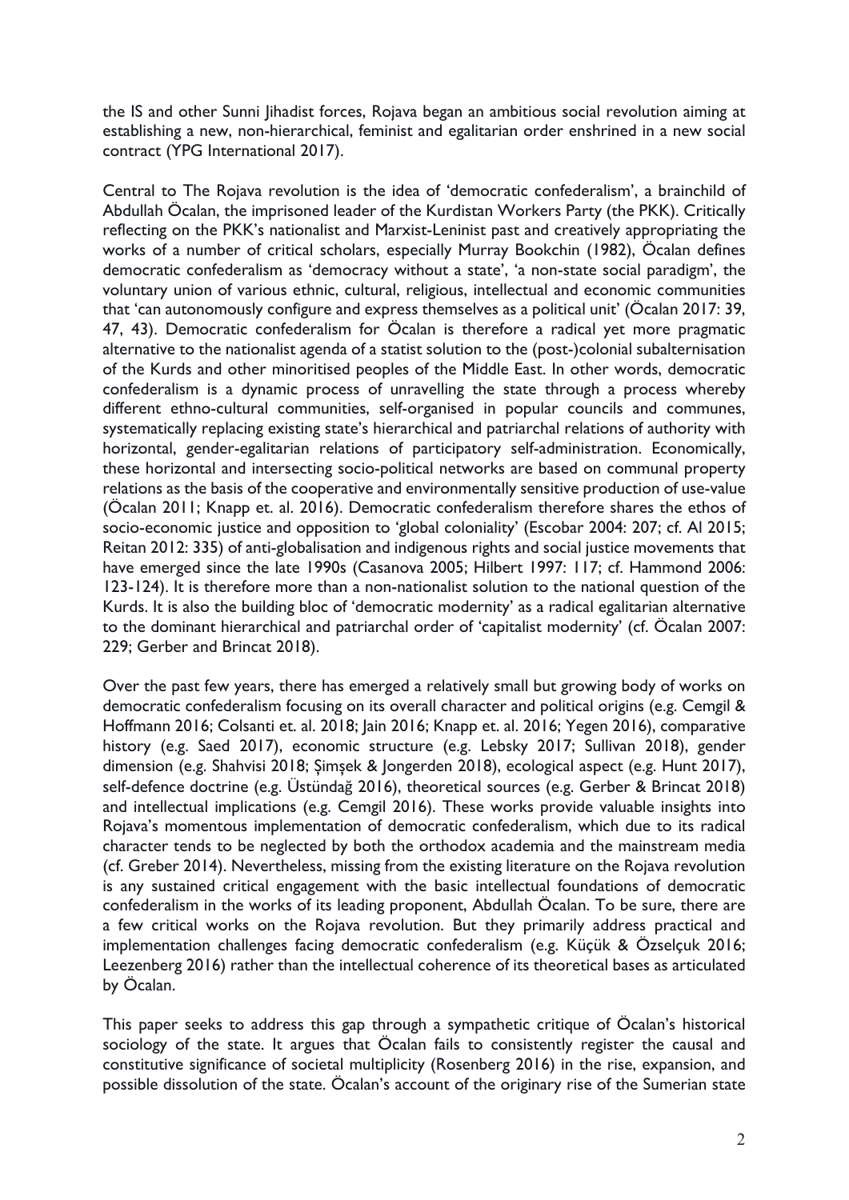the IS and other Sunni Jihadist forces, Rojava began an ambitious social revolution aiming at establishing a new, non-hierarchical, feminist and egalitarian order enshrined in a new social contract (YPG International 2017).

Central to The Rojava revolution is the idea of 'democratic confederalism', a brainchild of Abdullah Öcalan, the imprisoned leader of the Kurdistan Workers Party (the PKK). Critically reflecting on the PKK's nationalist and Marxist-Leninist past and creatively appropriating the works of a number of critical scholars, especially Murray Bookchin (1982), Öcalan defines democratic confederalism as 'democracy without a state', 'a non-state social paradigm', the voluntary union of various ethnic, cultural, religious, intellectual and economic communities that 'can autonomously configure and express themselves as a political unit' (Öcalan 2017: 39, 47, 43). Democratic confederalism for Öcalan is therefore a radical yet more pragmatic alternative to the nationalist agenda of a statist solution to the (post-)colonial subalternisation of the Kurds and other minoritised peoples of the Middle East. In other words, democratic confederalism is a dynamic process of unravelling the state through a process whereby different ethno-cultural communities, self-organised in popular councils and communes, systematically replacing existing state's hierarchical and patriarchal relations of authority with horizontal, gender-egalitarian relations of participatory self-administration. Economically, these horizontal and intersecting socio-political networks are based on communal property relations as the basis of the cooperative and environmentally sensitive production of use-value (Öcalan 2011; Knapp et. al. 2016). Democratic confederalism therefore shares the ethos of socio-economic justice and opposition to 'global coloniality' (Escobar 2004: 207; cf. Al 2015; Reitan 2012: 335) of anti-globalisation and indigenous rights and social justice movements that have emerged since the late 1990s (Casanova 2005; Hilbert 1997: 117; cf. Hammond 2006: 123-124). It is therefore more than a non-nationalist solution to the national question of the Kurds. It is also the building bloc of 'democratic modernity' as a radical egalitarian alternative to the dominant hierarchical and patriarchal order of 'capitalist modernity' (cf. Öcalan 2007: 229; Gerber and Brincat 2018).

Over the past few years, there has emerged a relatively small but growing body of works on democratic confederalism focusing on its overall character and political origins (e.g. Cemgil & Hoffmann 2016; Colsanti et. al. 2018; Jain 2016; Knapp et. al. 2016; Yegen 2016), comparative history (e.g. Saed 2017), economic structure (e.g. Lebsky 2017; Sullivan 2018), gender dimension (e.g. Shahvisi 2018; Şimşek & Jongerden 2018), ecological aspect (e.g. Hunt 2017), self-defence doctrine (e.g. Üstündağ 2016), theoretical sources (e.g. Gerber & Brincat 2018) and intellectual implications (e.g. Cemgil 2016). These works provide valuable insights into Rojava's momentous implementation of democratic confederalism, which due to its radical character tends to be neglected by both the orthodox academia and the mainstream media (cf. Greber 2014). Nevertheless, missing from the existing literature on the Rojava revolution is any sustained critical engagement with the basic intellectual foundations of democratic confederalism in the works of its leading proponent, Abdullah Öcalan. To be sure, there are a few critical works on the Rojava revolution. But they primarily address practical and implementation challenges facing democratic confederalism (e.g. Küçük & Özselçuk 2016; Leezenberg 2016) rather than the intellectual coherence of its theoretical bases as articulated by Öcalan.

This paper seeks to address this gap through a sympathetic critique of Öcalan's historical sociology of the state. It argues that Öcalan fails to consistently register the causal and constitutive significance of societal multiplicity (Rosenberg 2016) in the rise, expansion, and possible dissolution of the state. Öcalan's account of the originary rise of the Sumerian state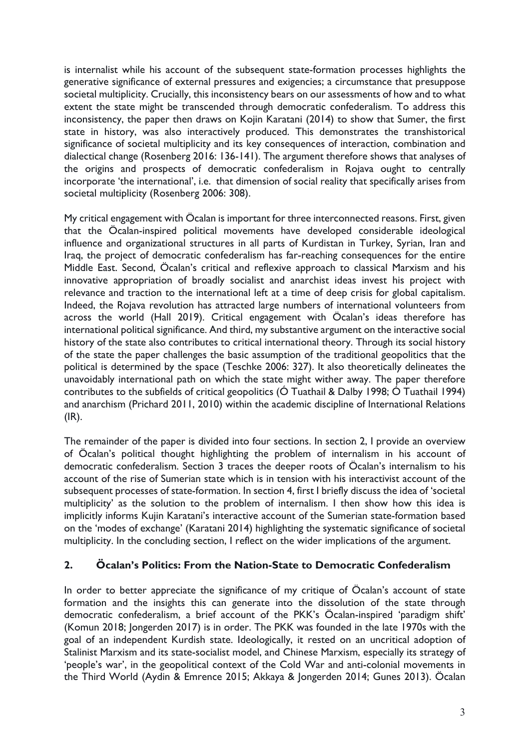is internalist while his account of the subsequent state-formation processes highlights the generative significance of external pressures and exigencies; a circumstance that presuppose societal multiplicity. Crucially, this inconsistency bears on our assessments of how and to what extent the state might be transcended through democratic confederalism. To address this inconsistency, the paper then draws on Kojin Karatani (2014) to show that Sumer, the first state in history, was also interactively produced. This demonstrates the transhistorical significance of societal multiplicity and its key consequences of interaction, combination and dialectical change (Rosenberg 2016: 136-141). The argument therefore shows that analyses of the origins and prospects of democratic confederalism in Rojava ought to centrally incorporate 'the international', i.e. that dimension of social reality that specifically arises from societal multiplicity (Rosenberg 2006: 308).

My critical engagement with Öcalan is important for three interconnected reasons. First, given that the Öcalan-inspired political movements have developed considerable ideological influence and organizational structures in all parts of Kurdistan in Turkey, Syrian, Iran and Iraq, the project of democratic confederalism has far-reaching consequences for the entire Middle East. Second, Öcalan's critical and reflexive approach to classical Marxism and his innovative appropriation of broadly socialist and anarchist ideas invest his project with relevance and traction to the international left at a time of deep crisis for global capitalism. Indeed, the Rojava revolution has attracted large numbers of international volunteers from across the world (Hall 2019). Critical engagement with Öcalan's ideas therefore has international political significance. And third, my substantive argument on the interactive social history of the state also contributes to critical international theory. Through its social history of the state the paper challenges the basic assumption of the traditional geopolitics that the political is determined by the space (Teschke 2006: 327). It also theoretically delineates the unavoidably international path on which the state might wither away. The paper therefore contributes to the subfields of critical geopolitics (Ó Tuathail & Dalby 1998; Ó Tuathail 1994) and anarchism (Prichard 2011, 2010) within the academic discipline of International Relations (IR).

The remainder of the paper is divided into four sections. In section 2, I provide an overview of Öcalan's political thought highlighting the problem of internalism in his account of democratic confederalism. Section 3 traces the deeper roots of Öcalan's internalism to his account of the rise of Sumerian state which is in tension with his interactivist account of the subsequent processes of state-formation. In section 4, first I briefly discuss the idea of 'societal multiplicity' as the solution to the problem of internalism. I then show how this idea is implicitly informs Kujin Karatani's interactive account of the Sumerian state-formation based on the 'modes of exchange' (Karatani 2014) highlighting the systematic significance of societal multiplicity. In the concluding section, I reflect on the wider implications of the argument.

## 2. Öcalan's Politics: From the Nation-State to Democratic Confederalism

In order to better appreciate the significance of my critique of Öcalan's account of state formation and the insights this can generate into the dissolution of the state through democratic confederalism, a brief account of the PKK's Öcalan-inspired 'paradigm shift' (Komun 2018; Jongerden 2017) is in order. The PKK was founded in the late 1970s with the goal of an independent Kurdish state. Ideologically, it rested on an uncritical adoption of Stalinist Marxism and its state-socialist model, and Chinese Marxism, especially its strategy of 'people's war', in the geopolitical context of the Cold War and anti-colonial movements in the Third World (Aydin & Emrence 2015; Akkaya & Jongerden 2014; Gunes 2013). Öcalan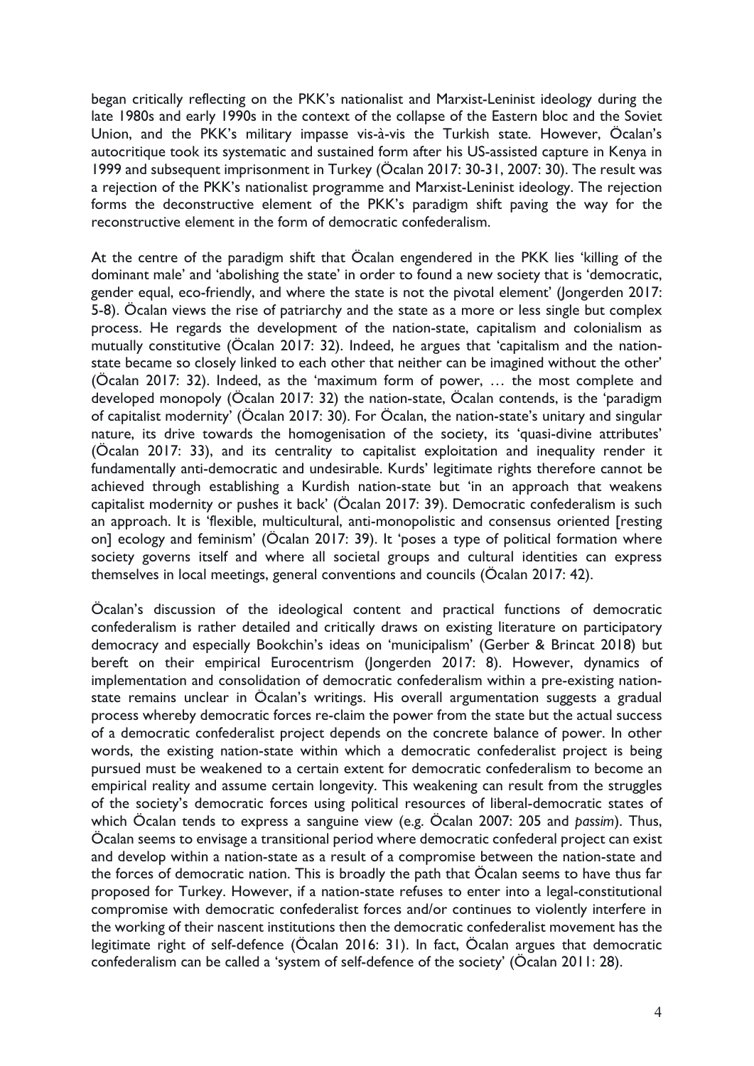began critically reflecting on the PKK's nationalist and Marxist-Leninist ideology during the late 1980s and early 1990s in the context of the collapse of the Eastern bloc and the Soviet Union, and the PKK's military impasse vis-à-vis the Turkish state. However, Öcalan's autocritique took its systematic and sustained form after his US-assisted capture in Kenya in 1999 and subsequent imprisonment in Turkey (Öcalan 2017: 30-31, 2007: 30). The result was a rejection of the PKK's nationalist programme and Marxist-Leninist ideology. The rejection forms the deconstructive element of the PKK's paradigm shift paving the way for the reconstructive element in the form of democratic confederalism.

At the centre of the paradigm shift that Öcalan engendered in the PKK lies 'killing of the dominant male' and 'abolishing the state' in order to found a new society that is 'democratic, gender equal, eco-friendly, and where the state is not the pivotal element' (Jongerden 2017: 5-8). Öcalan views the rise of patriarchy and the state as a more or less single but complex process. He regards the development of the nation-state, capitalism and colonialism as mutually constitutive (Öcalan 2017: 32). Indeed, he argues that 'capitalism and the nation-state became so closely linked to each other that neither can be imagined without the other' (Öcalan 2017: 32). Indeed, as the 'maximum form of power, … the most complete and developed monopoly (Öcalan 2017: 32) the nation-state, Öcalan contends, is the 'paradigm of capitalist modernity' (Öcalan 2017: 30). For Öcalan, the nation-state's unitary and singular nature, its drive towards the homogenisation of the society, its 'quasi-divine attributes' (Öcalan 2017: 33), and its centrality to capitalist exploitation and inequality render it fundamentally anti-democratic and undesirable. Kurds' legitimate rights therefore cannot be achieved through establishing a Kurdish nation-state but 'in an approach that weakens capitalist modernity or pushes it back' (Öcalan 2017: 39). Democratic confederalism is such an approach. It is 'flexible, multicultural, anti-monopolistic and consensus oriented [resting on] ecology and feminism' (Öcalan 2017: 39). It 'poses a type of political formation where society governs itself and where all societal groups and cultural identities can express themselves in local meetings, general conventions and councils (Öcalan 2017: 42).

Öcalan's discussion of the ideological content and practical functions of democratic confederalism is rather detailed and critically draws on existing literature on participatory democracy and especially Bookchin's ideas on 'municipalism' (Gerber & Brincat 2018) but bereft on their empirical Eurocentrism (Jongerden 2017: 8). However, dynamics of implementation and consolidation of democratic confederalism within a pre-existing nation-state remains unclear in Öcalan's writings. His overall argumentation suggests a gradual process whereby democratic forces re-claim the power from the state but the actual success of a democratic confederalist project depends on the concrete balance of power. In other words, the existing nation-state within which a democratic confederalist project is being pursued must be weakened to a certain extent for democratic confederalism to become an empirical reality and assume certain longevity. This weakening can result from the struggles of the society's democratic forces using political resources of liberal-democratic states of which Öcalan tends to express a sanguine view (e.g. Öcalan 2007: 205 and *passim*). Thus, Öcalan seems to envisage a transitional period where democratic confederal project can exist and develop within a nation-state as a result of a compromise between the nation-state and the forces of democratic nation. This is broadly the path that Öcalan seems to have thus far proposed for Turkey. However, if a nation-state refuses to enter into a legal-constitutional compromise with democratic confederalist forces and/or continues to violently interfere in the working of their nascent institutions then the democratic confederalist movement has the legitimate right of self-defence (Öcalan 2016: 31). In fact, Öcalan argues that democratic confederalism can be called a 'system of self-defence of the society' (Öcalan 2011: 28).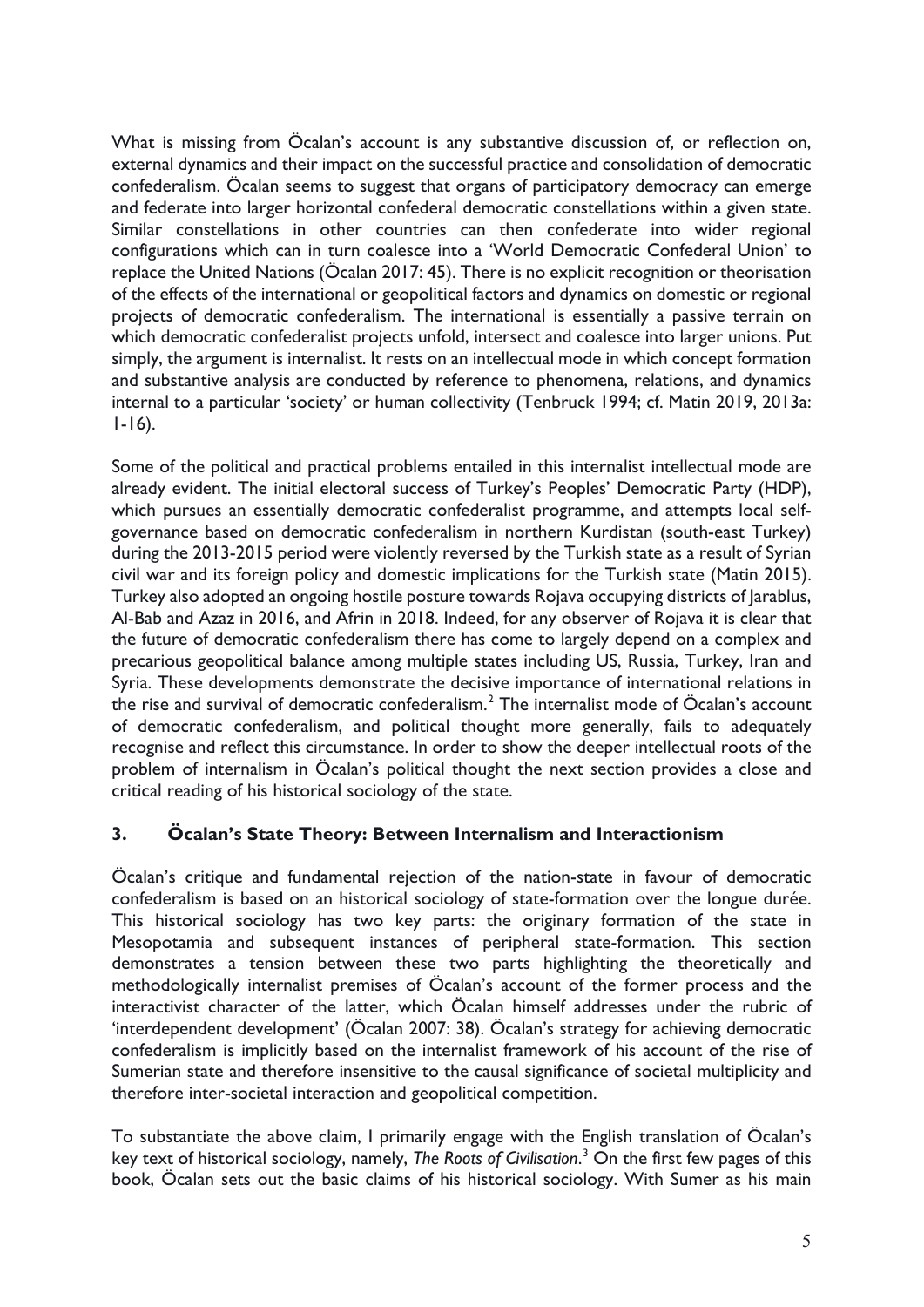What is missing from Öcalan's account is any substantive discussion of, or reflection on, external dynamics and their impact on the successful practice and consolidation of democratic confederalism. Öcalan seems to suggest that organs of participatory democracy can emerge and federate into larger horizontal confederal democratic constellations within a given state. Similar constellations in other countries can then confederate into wider regional configurations which can in turn coalesce into a 'World Democratic Confederal Union' to replace the United Nations (Öcalan 2017: 45). There is no explicit recognition or theorisation of the effects of the international or geopolitical factors and dynamics on domestic or regional projects of democratic confederalism. The international is essentially a passive terrain on which democratic confederalist projects unfold, intersect and coalesce into larger unions. Put simply, the argument is internalist. It rests on an intellectual mode in which concept formation and substantive analysis are conducted by reference to phenomena, relations, and dynamics internal to a particular 'society' or human collectivity (Tenbruck 1994; cf. Matin 2019, 2013a: 1-16).

Some of the political and practical problems entailed in this internalist intellectual mode are already evident. The initial electoral success of Turkey's Peoples' Democratic Party (HDP), which pursues an essentially democratic confederalist programme, and attempts local self-governance based on democratic confederalism in northern Kurdistan (south-east Turkey) during the 2013-2015 period were violently reversed by the Turkish state as a result of Syrian civil war and its foreign policy and domestic implications for the Turkish state (Matin 2015). Turkey also adopted an ongoing hostile posture towards Rojava occupying districts of Jarablus, Al-Bab and Azaz in 2016, and Afrin in 2018. Indeed, for any observer of Rojava it is clear that the future of democratic confederalism there has come to largely depend on a complex and precarious geopolitical balance among multiple states including US, Russia, Turkey, Iran and Syria. These developments demonstrate the decisive importance of international relations in the rise and survival of democratic confederalism.[2] The internalist mode of Öcalan's account of democratic confederalism, and political thought more generally, fails to adequately recognise and reflect this circumstance. In order to show the deeper intellectual roots of the problem of internalism in Öcalan's political thought the next section provides a close and critical reading of his historical sociology of the state.

## 3. Öcalan's State Theory: Between Internalism and Interactionism

Öcalan's critique and fundamental rejection of the nation-state in favour of democratic confederalism is based on an historical sociology of state-formation over the longue durée. This historical sociology has two key parts: the originary formation of the state in Mesopotamia and subsequent instances of peripheral state-formation. This section demonstrates a tension between these two parts highlighting the theoretically and methodologically internalist premises of Öcalan's account of the former process and the interactivist character of the latter, which Öcalan himself addresses under the rubric of 'interdependent development' (Öcalan 2007: 38). Öcalan's strategy for achieving democratic confederalism is implicitly based on the internalist framework of his account of the rise of Sumerian state and therefore insensitive to the causal significance of societal multiplicity and therefore inter-societal interaction and geopolitical competition.

To substantiate the above claim, I primarily engage with the English translation of Öcalan's key text of historical sociology, namely, *The Roots of Civilisation*.[3] On the first few pages of this book, Öcalan sets out the basic claims of his historical sociology. With Sumer as his main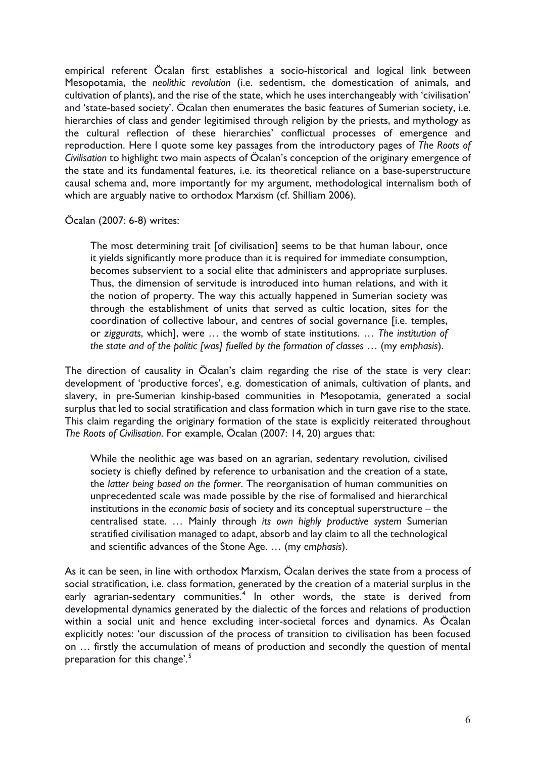empirical referent Öcalan first establishes a socio-historical and logical link between Mesopotamia, the *neolithic revolution* (i.e. sedentism, the domestication of animals, and cultivation of plants), and the rise of the state, which he uses interchangeably with 'civilisation' and 'state-based society'. Öcalan then enumerates the basic features of Sumerian society, i.e. hierarchies of class and gender legitimised through religion by the priests, and mythology as the cultural reflection of these hierarchies' conflictual processes of emergence and reproduction. Here I quote some key passages from the introductory pages of *The Roots of Civilisation* to highlight two main aspects of Öcalan's conception of the originary emergence of the state and its fundamental features, i.e. its theoretical reliance on a base-superstructure causal schema and, more importantly for my argument, methodological internalism both of which are arguably native to orthodox Marxism (cf. Shilliam 2006).

Öcalan (2007: 6-8) writes:

> The most determining trait [of civilisation] seems to be that human labour, once it yields significantly more produce than it is required for immediate consumption, becomes subservient to a social elite that administers and appropriate surpluses. Thus, the dimension of servitude is introduced into human relations, and with it the notion of property. The way this actually happened in Sumerian society was through the establishment of units that served as cultic location, sites for the coordination of collective labour, and centres of social governance [i.e. temples, or *ziggurats*, which], were … the womb of state institutions. … *The institution of the state and of the politic [was] fuelled by the formation of classes* … (my *emphasis*).

The direction of causality in Öcalan's claim regarding the rise of the state is very clear: development of 'productive forces', e.g. domestication of animals, cultivation of plants, and slavery, in pre-Sumerian kinship-based communities in Mesopotamia, generated a social surplus that led to social stratification and class formation which in turn gave rise to the state. This claim regarding the originary formation of the state is explicitly reiterated throughout *The Roots of Civilisation*. For example, Öcalan (2007: 14, 20) argues that:

> While the neolithic age was based on an agrarian, sedentary revolution, civilised society is chiefly defined by reference to urbanisation and the creation of a state, the *latter being based on the former*. The reorganisation of human communities on unprecedented scale was made possible by the rise of formalised and hierarchical institutions in the *economic basis* of society and its conceptual superstructure – the centralised state. … Mainly through *its own highly productive system* Sumerian stratified civilisation managed to adapt, absorb and lay claim to all the technological and scientific advances of the Stone Age. … (my *emphasis*).

As it can be seen, in line with orthodox Marxism, Öcalan derives the state from a process of social stratification, i.e. class formation, generated by the creation of a material surplus in the early agrarian-sedentary communities.[4] In other words, the state is derived from developmental dynamics generated by the dialectic of the forces and relations of production within a social unit and hence excluding inter-societal forces and dynamics. As Öcalan explicitly notes: 'our discussion of the process of transition to civilisation has been focused on … firstly the accumulation of means of production and secondly the question of mental preparation for this change'.[5]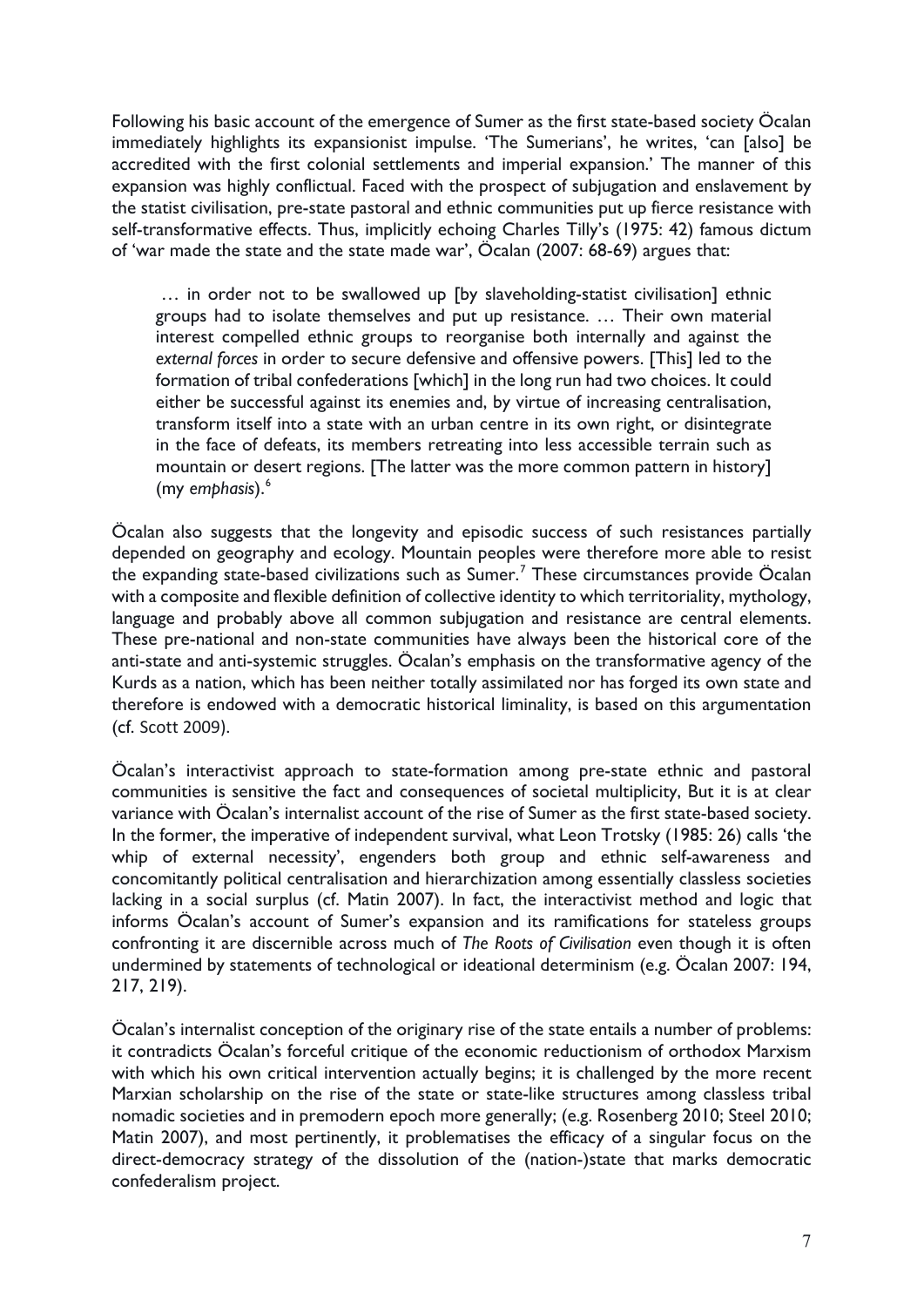Following his basic account of the emergence of Sumer as the first state-based society Öcalan immediately highlights its expansionist impulse. 'The Sumerians', he writes, 'can [also] be accredited with the first colonial settlements and imperial expansion.' The manner of this expansion was highly conflictual. Faced with the prospect of subjugation and enslavement by the statist civilisation, pre-state pastoral and ethnic communities put up fierce resistance with self-transformative effects. Thus, implicitly echoing Charles Tilly's (1975: 42) famous dictum of 'war made the state and the state made war', Öcalan (2007: 68-69) argues that:

> … in order not to be swallowed up [by slaveholding-statist civilisation] ethnic groups had to isolate themselves and put up resistance. … Their own material interest compelled ethnic groups to reorganise both internally and against the *external forces* in order to secure defensive and offensive powers. [This] led to the formation of tribal confederations [which] in the long run had two choices. It could either be successful against its enemies and, by virtue of increasing centralisation, transform itself into a state with an urban centre in its own right, or disintegrate in the face of defeats, its members retreating into less accessible terrain such as mountain or desert regions. [The latter was the more common pattern in history] (my *emphasis*).[6]

Öcalan also suggests that the longevity and episodic success of such resistances partially depended on geography and ecology. Mountain peoples were therefore more able to resist the expanding state-based civilizations such as Sumer.[7] These circumstances provide Öcalan with a composite and flexible definition of collective identity to which territoriality, mythology, language and probably above all common subjugation and resistance are central elements. These pre-national and non-state communities have always been the historical core of the anti-state and anti-systemic struggles. Öcalan's emphasis on the transformative agency of the Kurds as a nation, which has been neither totally assimilated nor has forged its own state and therefore is endowed with a democratic historical liminality, is based on this argumentation (cf. Scott 2009).

Öcalan's interactivist approach to state-formation among pre-state ethnic and pastoral communities is sensitive the fact and consequences of societal multiplicity, But it is at clear variance with Öcalan's internalist account of the rise of Sumer as the first state-based society. In the former, the imperative of independent survival, what Leon Trotsky (1985: 26) calls 'the whip of external necessity', engenders both group and ethnic self-awareness and concomitantly political centralisation and hierarchization among essentially classless societies lacking in a social surplus (cf. Matin 2007). In fact, the interactivist method and logic that informs Öcalan's account of Sumer's expansion and its ramifications for stateless groups confronting it are discernible across much of *The Roots of Civilisation* even though it is often undermined by statements of technological or ideational determinism (e.g. Öcalan 2007: 194, 217, 219).

Öcalan's internalist conception of the originary rise of the state entails a number of problems: it contradicts Öcalan's forceful critique of the economic reductionism of orthodox Marxism with which his own critical intervention actually begins; it is challenged by the more recent Marxian scholarship on the rise of the state or state-like structures among classless tribal nomadic societies and in premodern epoch more generally; (e.g. Rosenberg 2010; Steel 2010; Matin 2007), and most pertinently, it problematises the efficacy of a singular focus on the direct-democracy strategy of the dissolution of the (nation-)state that marks democratic confederalism project.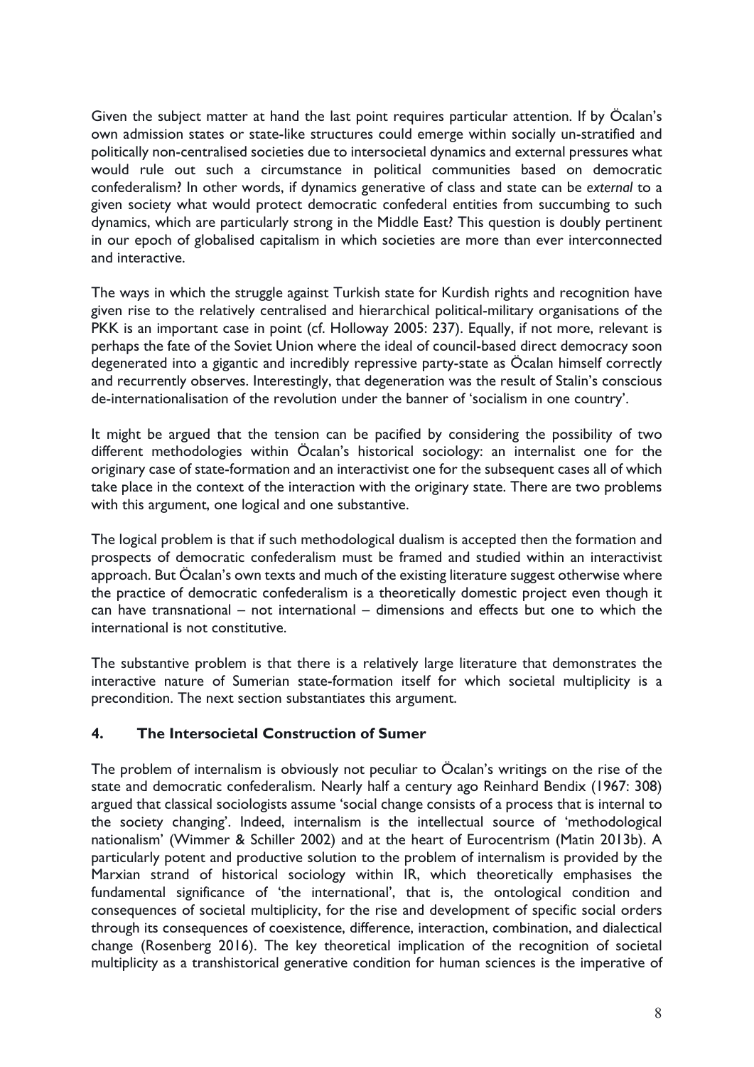Given the subject matter at hand the last point requires particular attention. If by Öcalan's own admission states or state-like structures could emerge within socially un-stratified and politically non-centralised societies due to intersocietal dynamics and external pressures what would rule out such a circumstance in political communities based on democratic confederalism? In other words, if dynamics generative of class and state can be *external* to a given society what would protect democratic confederal entities from succumbing to such dynamics, which are particularly strong in the Middle East? This question is doubly pertinent in our epoch of globalised capitalism in which societies are more than ever interconnected and interactive.

The ways in which the struggle against Turkish state for Kurdish rights and recognition have given rise to the relatively centralised and hierarchical political-military organisations of the PKK is an important case in point (cf. Holloway 2005: 237). Equally, if not more, relevant is perhaps the fate of the Soviet Union where the ideal of council-based direct democracy soon degenerated into a gigantic and incredibly repressive party-state as Öcalan himself correctly and recurrently observes. Interestingly, that degeneration was the result of Stalin's conscious de-internationalisation of the revolution under the banner of 'socialism in one country'.

It might be argued that the tension can be pacified by considering the possibility of two different methodologies within Öcalan's historical sociology: an internalist one for the originary case of state-formation and an interactivist one for the subsequent cases all of which take place in the context of the interaction with the originary state. There are two problems with this argument, one logical and one substantive.

The logical problem is that if such methodological dualism is accepted then the formation and prospects of democratic confederalism must be framed and studied within an interactivist approach. But Öcalan's own texts and much of the existing literature suggest otherwise where the practice of democratic confederalism is a theoretically domestic project even though it can have transnational – not international – dimensions and effects but one to which the international is not constitutive.

The substantive problem is that there is a relatively large literature that demonstrates the interactive nature of Sumerian state-formation itself for which societal multiplicity is a precondition. The next section substantiates this argument.

## 4. The Intersocietal Construction of Sumer

The problem of internalism is obviously not peculiar to Öcalan's writings on the rise of the state and democratic confederalism. Nearly half a century ago Reinhard Bendix (1967: 308) argued that classical sociologists assume 'social change consists of a process that is internal to the society changing'. Indeed, internalism is the intellectual source of 'methodological nationalism' (Wimmer & Schiller 2002) and at the heart of Eurocentrism (Matin 2013b). A particularly potent and productive solution to the problem of internalism is provided by the Marxian strand of historical sociology within IR, which theoretically emphasises the fundamental significance of 'the international', that is, the ontological condition and consequences of societal multiplicity, for the rise and development of specific social orders through its consequences of coexistence, difference, interaction, combination, and dialectical change (Rosenberg 2016). The key theoretical implication of the recognition of societal multiplicity as a transhistorical generative condition for human sciences is the imperative of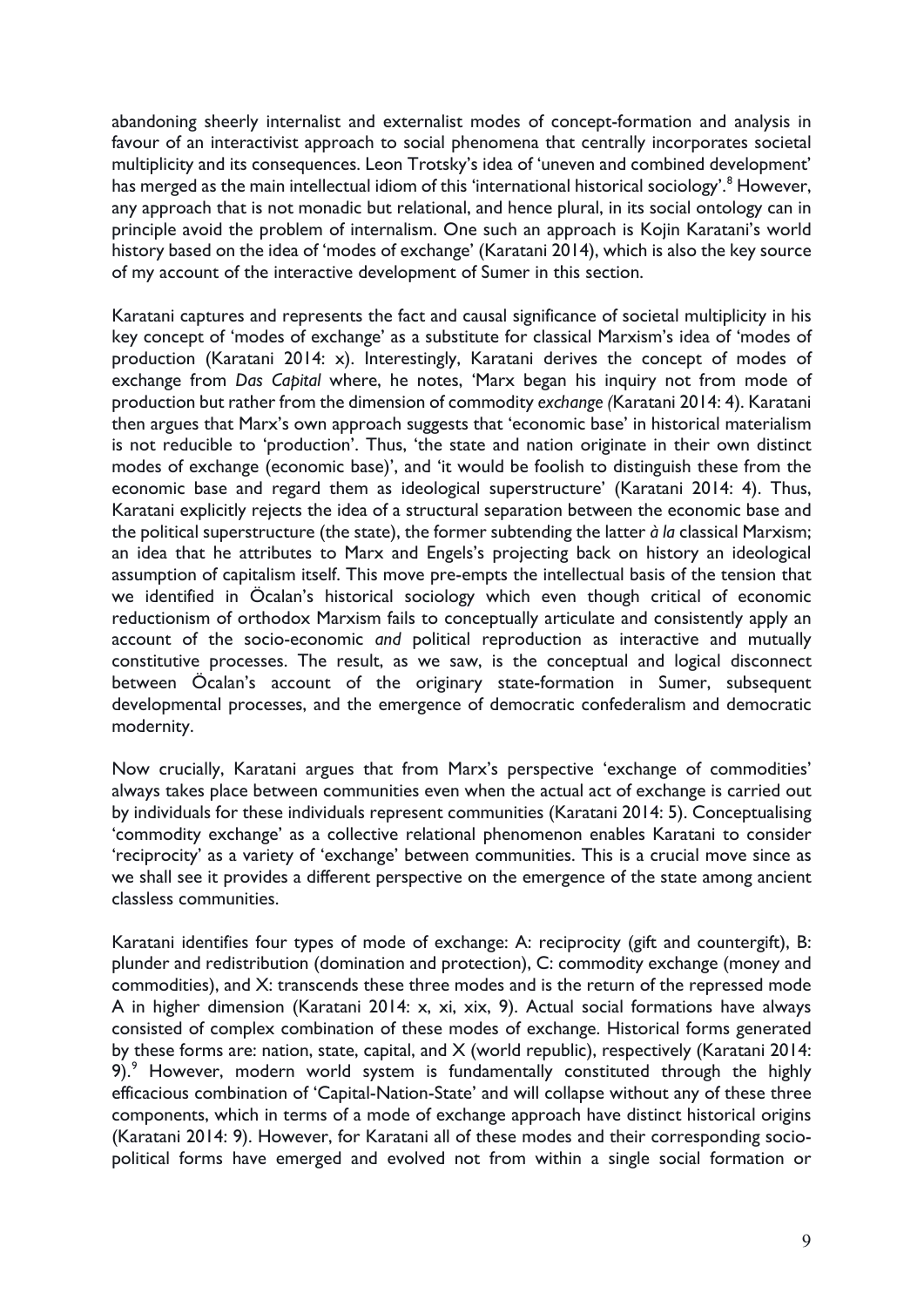abandoning sheerly internalist and externalist modes of concept-formation and analysis in favour of an interactivist approach to social phenomena that centrally incorporates societal multiplicity and its consequences. Leon Trotsky's idea of 'uneven and combined development' has merged as the main intellectual idiom of this 'international historical sociology'.[8] However, any approach that is not monadic but relational, and hence plural, in its social ontology can in principle avoid the problem of internalism. One such an approach is Kojin Karatani's world history based on the idea of 'modes of exchange' (Karatani 2014), which is also the key source of my account of the interactive development of Sumer in this section.

Karatani captures and represents the fact and causal significance of societal multiplicity in his key concept of 'modes of exchange' as a substitute for classical Marxism's idea of 'modes of production (Karatani 2014: x). Interestingly, Karatani derives the concept of modes of exchange from *Das Capital* where, he notes, 'Marx began his inquiry not from mode of production but rather from the dimension of commodity *exchange (*Karatani 2014: 4). Karatani then argues that Marx's own approach suggests that 'economic base' in historical materialism is not reducible to 'production'. Thus, 'the state and nation originate in their own distinct modes of exchange (economic base)', and 'it would be foolish to distinguish these from the economic base and regard them as ideological superstructure' (Karatani 2014: 4). Thus, Karatani explicitly rejects the idea of a structural separation between the economic base and the political superstructure (the state), the former subtending the latter *à la* classical Marxism; an idea that he attributes to Marx and Engels's projecting back on history an ideological assumption of capitalism itself. This move pre-empts the intellectual basis of the tension that we identified in Öcalan's historical sociology which even though critical of economic reductionism of orthodox Marxism fails to conceptually articulate and consistently apply an account of the socio-economic *and* political reproduction as interactive and mutually constitutive processes. The result, as we saw, is the conceptual and logical disconnect between Öcalan's account of the originary state-formation in Sumer, subsequent developmental processes, and the emergence of democratic confederalism and democratic modernity.

Now crucially, Karatani argues that from Marx's perspective 'exchange of commodities' always takes place between communities even when the actual act of exchange is carried out by individuals for these individuals represent communities (Karatani 2014: 5). Conceptualising 'commodity exchange' as a collective relational phenomenon enables Karatani to consider 'reciprocity' as a variety of 'exchange' between communities. This is a crucial move since as we shall see it provides a different perspective on the emergence of the state among ancient classless communities.

Karatani identifies four types of mode of exchange: A: reciprocity (gift and countergift), B: plunder and redistribution (domination and protection), C: commodity exchange (money and commodities), and X: transcends these three modes and is the return of the repressed mode A in higher dimension (Karatani 2014: x, xi, xix, 9). Actual social formations have always consisted of complex combination of these modes of exchange. Historical forms generated by these forms are: nation, state, capital, and X (world republic), respectively (Karatani 2014: 9).[9] However, modern world system is fundamentally constituted through the highly efficacious combination of 'Capital-Nation-State' and will collapse without any of these three components, which in terms of a mode of exchange approach have distinct historical origins (Karatani 2014: 9). However, for Karatani all of these modes and their corresponding socio-political forms have emerged and evolved not from within a single social formation or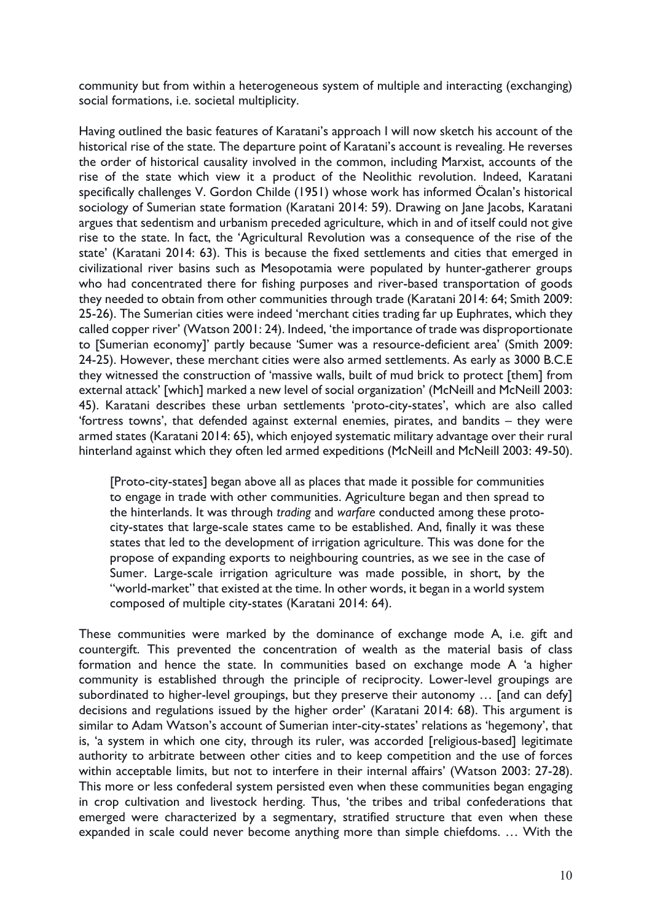community but from within a heterogeneous system of multiple and interacting (exchanging) social formations, i.e. societal multiplicity.

Having outlined the basic features of Karatani's approach I will now sketch his account of the historical rise of the state. The departure point of Karatani's account is revealing. He reverses the order of historical causality involved in the common, including Marxist, accounts of the rise of the state which view it a product of the Neolithic revolution. Indeed, Karatani specifically challenges V. Gordon Childe (1951) whose work has informed Öcalan's historical sociology of Sumerian state formation (Karatani 2014: 59). Drawing on Jane Jacobs, Karatani argues that sedentism and urbanism preceded agriculture, which in and of itself could not give rise to the state. In fact, the 'Agricultural Revolution was a consequence of the rise of the state' (Karatani 2014: 63). This is because the fixed settlements and cities that emerged in civilizational river basins such as Mesopotamia were populated by hunter-gatherer groups who had concentrated there for fishing purposes and river-based transportation of goods they needed to obtain from other communities through trade (Karatani 2014: 64; Smith 2009: 25-26). The Sumerian cities were indeed 'merchant cities trading far up Euphrates, which they called copper river' (Watson 2001: 24). Indeed, 'the importance of trade was disproportionate to [Sumerian economy]' partly because 'Sumer was a resource-deficient area' (Smith 2009: 24-25). However, these merchant cities were also armed settlements. As early as 3000 B.C.E they witnessed the construction of 'massive walls, built of mud brick to protect [them] from external attack' [which] marked a new level of social organization' (McNeill and McNeill 2003: 45). Karatani describes these urban settlements 'proto-city-states', which are also called 'fortress towns', that defended against external enemies, pirates, and bandits – they were armed states (Karatani 2014: 65), which enjoyed systematic military advantage over their rural hinterland against which they often led armed expeditions (McNeill and McNeill 2003: 49-50).

> [Proto-city-states] began above all as places that made it possible for communities to engage in trade with other communities. Agriculture began and then spread to the hinterlands. It was through *trading* and *warfare* conducted among these proto-city-states that large-scale states came to be established. And, finally it was these states that led to the development of irrigation agriculture. This was done for the propose of expanding exports to neighbouring countries, as we see in the case of Sumer. Large-scale irrigation agriculture was made possible, in short, by the "world-market" that existed at the time. In other words, it began in a world system composed of multiple city-states (Karatani 2014: 64).

These communities were marked by the dominance of exchange mode A, i.e. gift and countergift. This prevented the concentration of wealth as the material basis of class formation and hence the state. In communities based on exchange mode A 'a higher community is established through the principle of reciprocity. Lower-level groupings are subordinated to higher-level groupings, but they preserve their autonomy … [and can defy] decisions and regulations issued by the higher order' (Karatani 2014: 68). This argument is similar to Adam Watson's account of Sumerian inter-city-states' relations as 'hegemony', that is, 'a system in which one city, through its ruler, was accorded [religious-based] legitimate authority to arbitrate between other cities and to keep competition and the use of forces within acceptable limits, but not to interfere in their internal affairs' (Watson 2003: 27-28). This more or less confederal system persisted even when these communities began engaging in crop cultivation and livestock herding. Thus, 'the tribes and tribal confederations that emerged were characterized by a segmentary, stratified structure that even when these expanded in scale could never become anything more than simple chiefdoms. … With the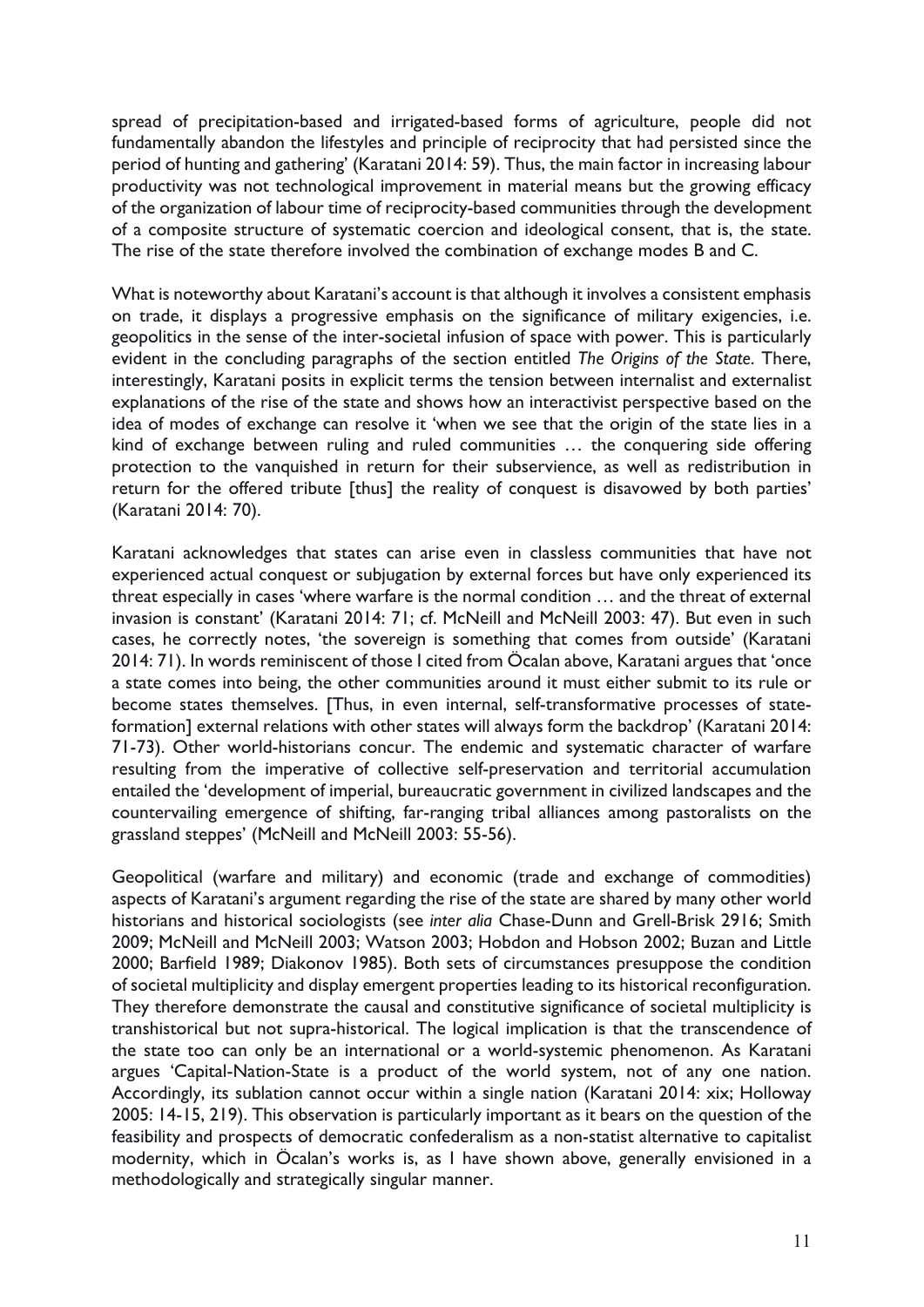spread of precipitation-based and irrigated-based forms of agriculture, people did not fundamentally abandon the lifestyles and principle of reciprocity that had persisted since the period of hunting and gathering' (Karatani 2014: 59). Thus, the main factor in increasing labour productivity was not technological improvement in material means but the growing efficacy of the organization of labour time of reciprocity-based communities through the development of a composite structure of systematic coercion and ideological consent, that is, the state. The rise of the state therefore involved the combination of exchange modes B and C.

What is noteworthy about Karatani's account is that although it involves a consistent emphasis on trade, it displays a progressive emphasis on the significance of military exigencies, i.e. geopolitics in the sense of the inter-societal infusion of space with power. This is particularly evident in the concluding paragraphs of the section entitled *The Origins of the State*. There, interestingly, Karatani posits in explicit terms the tension between internalist and externalist explanations of the rise of the state and shows how an interactivist perspective based on the idea of modes of exchange can resolve it 'when we see that the origin of the state lies in a kind of exchange between ruling and ruled communities … the conquering side offering protection to the vanquished in return for their subservience, as well as redistribution in return for the offered tribute [thus] the reality of conquest is disavowed by both parties' (Karatani 2014: 70).

Karatani acknowledges that states can arise even in classless communities that have not experienced actual conquest or subjugation by external forces but have only experienced its threat especially in cases 'where warfare is the normal condition … and the threat of external invasion is constant' (Karatani 2014: 71; cf. McNeill and McNeill 2003: 47). But even in such cases, he correctly notes, 'the sovereign is something that comes from outside' (Karatani 2014: 71). In words reminiscent of those I cited from Öcalan above, Karatani argues that 'once a state comes into being, the other communities around it must either submit to its rule or become states themselves. [Thus, in even internal, self-transformative processes of state-formation] external relations with other states will always form the backdrop' (Karatani 2014: 71-73). Other world-historians concur. The endemic and systematic character of warfare resulting from the imperative of collective self-preservation and territorial accumulation entailed the 'development of imperial, bureaucratic government in civilized landscapes and the countervailing emergence of shifting, far-ranging tribal alliances among pastoralists on the grassland steppes' (McNeill and McNeill 2003: 55-56).

Geopolitical (warfare and military) and economic (trade and exchange of commodities) aspects of Karatani's argument regarding the rise of the state are shared by many other world historians and historical sociologists (see *inter alia* Chase-Dunn and Grell-Brisk 2916; Smith 2009; McNeill and McNeill 2003; Watson 2003; Hobdon and Hobson 2002; Buzan and Little 2000; Barfield 1989; Diakonov 1985). Both sets of circumstances presuppose the condition of societal multiplicity and display emergent properties leading to its historical reconfiguration. They therefore demonstrate the causal and constitutive significance of societal multiplicity is transhistorical but not supra-historical. The logical implication is that the transcendence of the state too can only be an international or a world-systemic phenomenon. As Karatani argues 'Capital-Nation-State is a product of the world system, not of any one nation. Accordingly, its sublation cannot occur within a single nation (Karatani 2014: xix; Holloway 2005: 14-15, 219). This observation is particularly important as it bears on the question of the feasibility and prospects of democratic confederalism as a non-statist alternative to capitalist modernity, which in Öcalan's works is, as I have shown above, generally envisioned in a methodologically and strategically singular manner.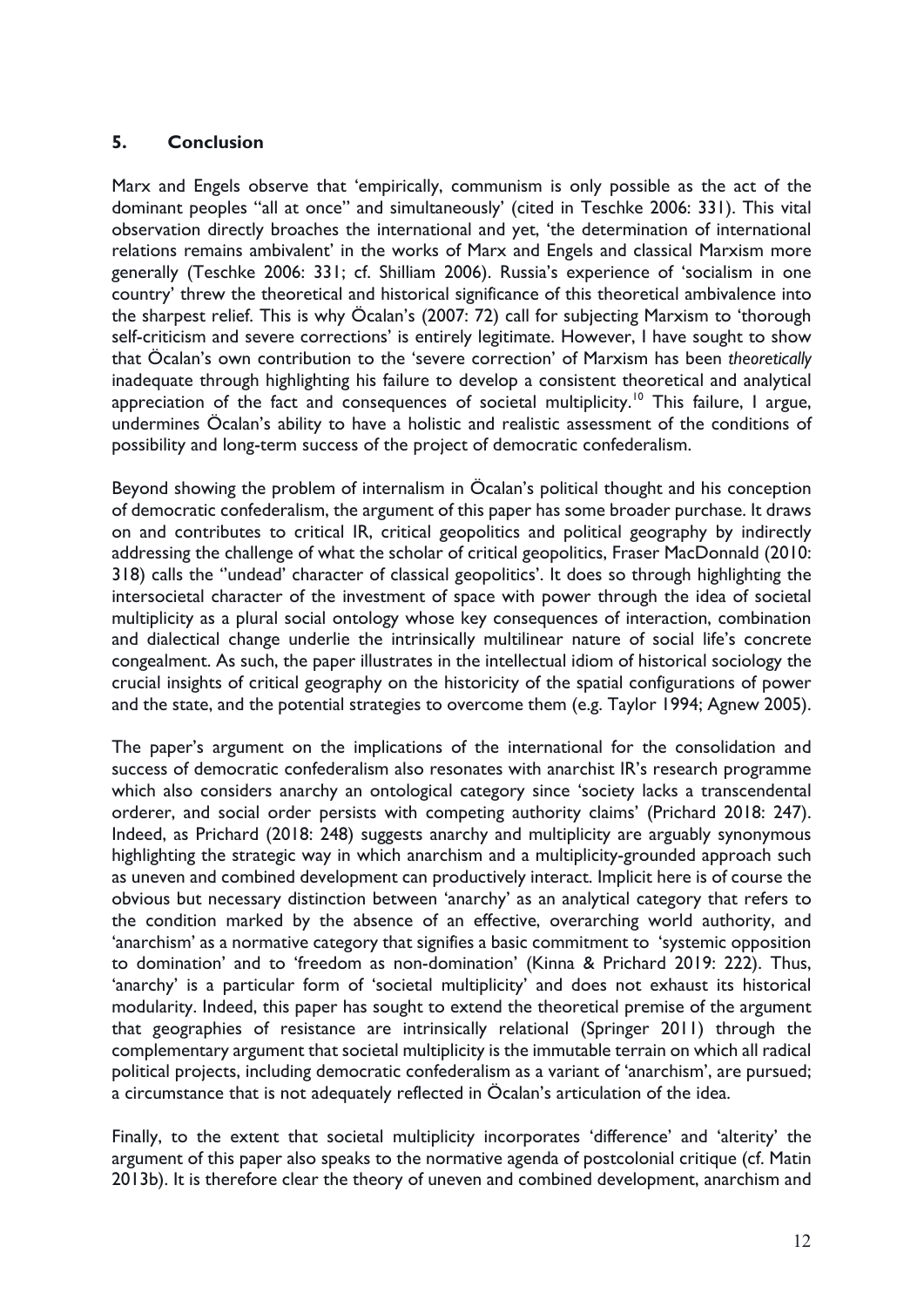## 5. Conclusion

Marx and Engels observe that 'empirically, communism is only possible as the act of the dominant peoples "all at once" and simultaneously' (cited in Teschke 2006: 331). This vital observation directly broaches the international and yet, 'the determination of international relations remains ambivalent' in the works of Marx and Engels and classical Marxism more generally (Teschke 2006: 331; cf. Shilliam 2006). Russia's experience of 'socialism in one country' threw the theoretical and historical significance of this theoretical ambivalence into the sharpest relief. This is why Öcalan's (2007: 72) call for subjecting Marxism to 'thorough self-criticism and severe corrections' is entirely legitimate. However, I have sought to show that Öcalan's own contribution to the 'severe correction' of Marxism has been *theoretically* inadequate through highlighting his failure to develop a consistent theoretical and analytical appreciation of the fact and consequences of societal multiplicity.[10] This failure, I argue, undermines Öcalan's ability to have a holistic and realistic assessment of the conditions of possibility and long-term success of the project of democratic confederalism.

Beyond showing the problem of internalism in Öcalan's political thought and his conception of democratic confederalism, the argument of this paper has some broader purchase. It draws on and contributes to critical IR, critical geopolitics and political geography by indirectly addressing the challenge of what the scholar of critical geopolitics, Fraser MacDonnald (2010: 318) calls the ''undead' character of classical geopolitics'. It does so through highlighting the intersocietal character of the investment of space with power through the idea of societal multiplicity as a plural social ontology whose key consequences of interaction, combination and dialectical change underlie the intrinsically multilinear nature of social life's concrete congealment. As such, the paper illustrates in the intellectual idiom of historical sociology the crucial insights of critical geography on the historicity of the spatial configurations of power and the state, and the potential strategies to overcome them (e.g. Taylor 1994; Agnew 2005).

The paper's argument on the implications of the international for the consolidation and success of democratic confederalism also resonates with anarchist IR's research programme which also considers anarchy an ontological category since 'society lacks a transcendental orderer, and social order persists with competing authority claims' (Prichard 2018: 247). Indeed, as Prichard (2018: 248) suggests anarchy and multiplicity are arguably synonymous highlighting the strategic way in which anarchism and a multiplicity-grounded approach such as uneven and combined development can productively interact. Implicit here is of course the obvious but necessary distinction between 'anarchy' as an analytical category that refers to the condition marked by the absence of an effective, overarching world authority, and 'anarchism' as a normative category that signifies a basic commitment to 'systemic opposition to domination' and to 'freedom as non-domination' (Kinna & Prichard 2019: 222). Thus, 'anarchy' is a particular form of 'societal multiplicity' and does not exhaust its historical modularity. Indeed, this paper has sought to extend the theoretical premise of the argument that geographies of resistance are intrinsically relational (Springer 2011) through the complementary argument that societal multiplicity is the immutable terrain on which all radical political projects, including democratic confederalism as a variant of 'anarchism', are pursued; a circumstance that is not adequately reflected in Öcalan's articulation of the idea.

Finally, to the extent that societal multiplicity incorporates 'difference' and 'alterity' the argument of this paper also speaks to the normative agenda of postcolonial critique (cf. Matin 2013b). It is therefore clear the theory of uneven and combined development, anarchism and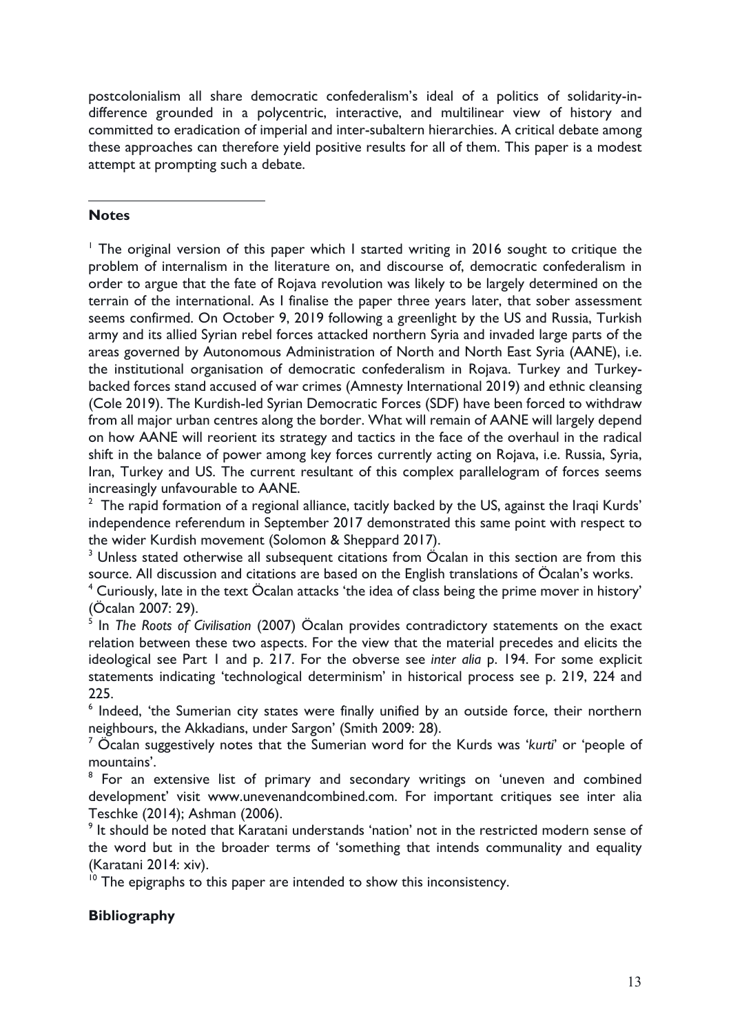postcolonialism all share democratic confederalism's ideal of a politics of solidarity-in-difference grounded in a polycentric, interactive, and multilinear view of history and committed to eradication of imperial and inter-subaltern hierarchies. A critical debate among these approaches can therefore yield positive results for all of them. This paper is a modest attempt at prompting such a debate.

## Notes

[1] The original version of this paper which I started writing in 2016 sought to critique the problem of internalism in the literature on, and discourse of, democratic confederalism in order to argue that the fate of Rojava revolution was likely to be largely determined on the terrain of the international. As I finalise the paper three years later, that sober assessment seems confirmed. On October 9, 2019 following a greenlight by the US and Russia, Turkish army and its allied Syrian rebel forces attacked northern Syria and invaded large parts of the areas governed by Autonomous Administration of North and North East Syria (AANE), i.e. the institutional organisation of democratic confederalism in Rojava. Turkey and Turkey-backed forces stand accused of war crimes (Amnesty International 2019) and ethnic cleansing (Cole 2019). The Kurdish-led Syrian Democratic Forces (SDF) have been forced to withdraw from all major urban centres along the border. What will remain of AANE will largely depend on how AANE will reorient its strategy and tactics in the face of the overhaul in the radical shift in the balance of power among key forces currently acting on Rojava, i.e. Russia, Syria, Iran, Turkey and US. The current resultant of this complex parallelogram of forces seems increasingly unfavourable to AANE.

[2] The rapid formation of a regional alliance, tacitly backed by the US, against the Iraqi Kurds' independence referendum in September 2017 demonstrated this same point with respect to the wider Kurdish movement (Solomon & Sheppard 2017).

[3] Unless stated otherwise all subsequent citations from Öcalan in this section are from this source. All discussion and citations are based on the English translations of Öcalan's works.

[4] Curiously, late in the text Öcalan attacks 'the idea of class being the prime mover in history' (Öcalan 2007: 29).

[5] In *The Roots of Civilisation* (2007) Öcalan provides contradictory statements on the exact relation between these two aspects. For the view that the material precedes and elicits the ideological see Part 1 and p. 217. For the obverse see *inter alia* p. 194. For some explicit statements indicating 'technological determinism' in historical process see p. 219, 224 and 225.

[6] Indeed, 'the Sumerian city states were finally unified by an outside force, their northern neighbours, the Akkadians, under Sargon' (Smith 2009: 28).

[7] Öcalan suggestively notes that the Sumerian word for the Kurds was '*kurti*' or 'people of mountains'.

[8] For an extensive list of primary and secondary writings on 'uneven and combined development' visit www.unevenandcombined.com. For important critiques see inter alia Teschke (2014); Ashman (2006).

[9] It should be noted that Karatani understands 'nation' not in the restricted modern sense of the word but in the broader terms of 'something that intends communality and equality (Karatani 2014: xiv).

[10] The epigraphs to this paper are intended to show this inconsistency.

## Bibliography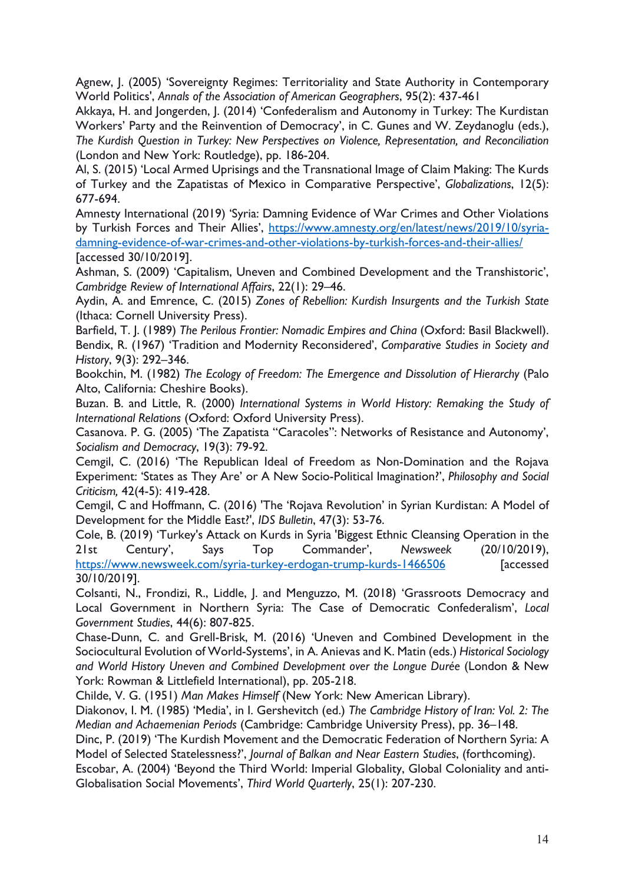Agnew, J. (2005) 'Sovereignty Regimes: Territoriality and State Authority in Contemporary World Politics', *Annals of the Association of American Geographers*, 95(2): 437-461

Akkaya, H. and Jongerden, J. (2014) 'Confederalism and Autonomy in Turkey: The Kurdistan Workers' Party and the Reinvention of Democracy', in C. Gunes and W. Zeydanoglu (eds.), *The Kurdish Question in Turkey: New Perspectives on Violence, Representation, and Reconciliation* (London and New York: Routledge), pp. 186-204.

Al, S. (2015) 'Local Armed Uprisings and the Transnational Image of Claim Making: The Kurds of Turkey and the Zapatistas of Mexico in Comparative Perspective', *Globalizations*, 12(5): 677-694.

Amnesty International (2019) 'Syria: Damning Evidence of War Crimes and Other Violations by Turkish Forces and Their Allies', https://www.amnesty.org/en/latest/news/2019/10/syria-damning-evidence-of-war-crimes-and-other-violations-by-turkish-forces-and-their-allies/ [accessed 30/10/2019].

Ashman, S. (2009) 'Capitalism, Uneven and Combined Development and the Transhistoric', *Cambridge Review of International Affairs*, 22(1): 29–46.

Aydin, A. and Emrence, C. (2015) *Zones of Rebellion: Kurdish Insurgents and the Turkish State* (Ithaca: Cornell University Press).

Barfield, T. J. (1989) *The Perilous Frontier: Nomadic Empires and China* (Oxford: Basil Blackwell).

Bendix, R. (1967) 'Tradition and Modernity Reconsidered', *Comparative Studies in Society and History*, 9(3): 292–346.

Bookchin, M. (1982) *The Ecology of Freedom: The Emergence and Dissolution of Hierarchy* (Palo Alto, California: Cheshire Books).

Buzan. B. and Little, R. (2000) *International Systems in World History: Remaking the Study of International Relations* (Oxford: Oxford University Press).

Casanova. P. G. (2005) 'The Zapatista "Caracoles": Networks of Resistance and Autonomy', *Socialism and Democracy*, 19(3): 79-92.

Cemgil, C. (2016) 'The Republican Ideal of Freedom as Non-Domination and the Rojava Experiment: 'States as They Are' or A New Socio-Political Imagination?', *Philosophy and Social Criticism,* 42(4-5): 419-428.

Cemgil, C and Hoffmann, C. (2016) 'The 'Rojava Revolution' in Syrian Kurdistan: A Model of Development for the Middle East?', *IDS Bulletin*, 47(3): 53-76.

Cole, B. (2019) 'Turkey's Attack on Kurds in Syria 'Biggest Ethnic Cleansing Operation in the 21st Century', Says Top Commander', *Newsweek* (20/10/2019), https://www.newsweek.com/syria-turkey-erdogan-trump-kurds-1466506 [accessed 30/10/2019].

Colsanti, N., Frondizi, R., Liddle, J. and Menguzzo, M. (2018) 'Grassroots Democracy and Local Government in Northern Syria: The Case of Democratic Confederalism', *Local Government Studies*, 44(6): 807-825.

Chase-Dunn, C. and Grell-Brisk, M. (2016) 'Uneven and Combined Development in the Sociocultural Evolution of World-Systems', in A. Anievas and K. Matin (eds.) *Historical Sociology and World History Uneven and Combined Development over the Longue Durée* (London & New York: Rowman & Littlefield International), pp. 205-218.

Childe, V. G. (1951) *Man Makes Himself* (New York: New American Library).

Diakonov, I. M. (1985) 'Media', in I. Gershevitch (ed.) *The Cambridge History of Iran: Vol. 2: The Median and Achaemenian Periods* (Cambridge: Cambridge University Press), pp. 36–148.

Dinc, P. (2019) 'The Kurdish Movement and the Democratic Federation of Northern Syria: A Model of Selected Statelessness?', *Journal of Balkan and Near Eastern Studies*, (forthcoming).

Escobar, A. (2004) 'Beyond the Third World: Imperial Globality, Global Coloniality and anti-Globalisation Social Movements', *Third World Quarterly*, 25(1): 207-230.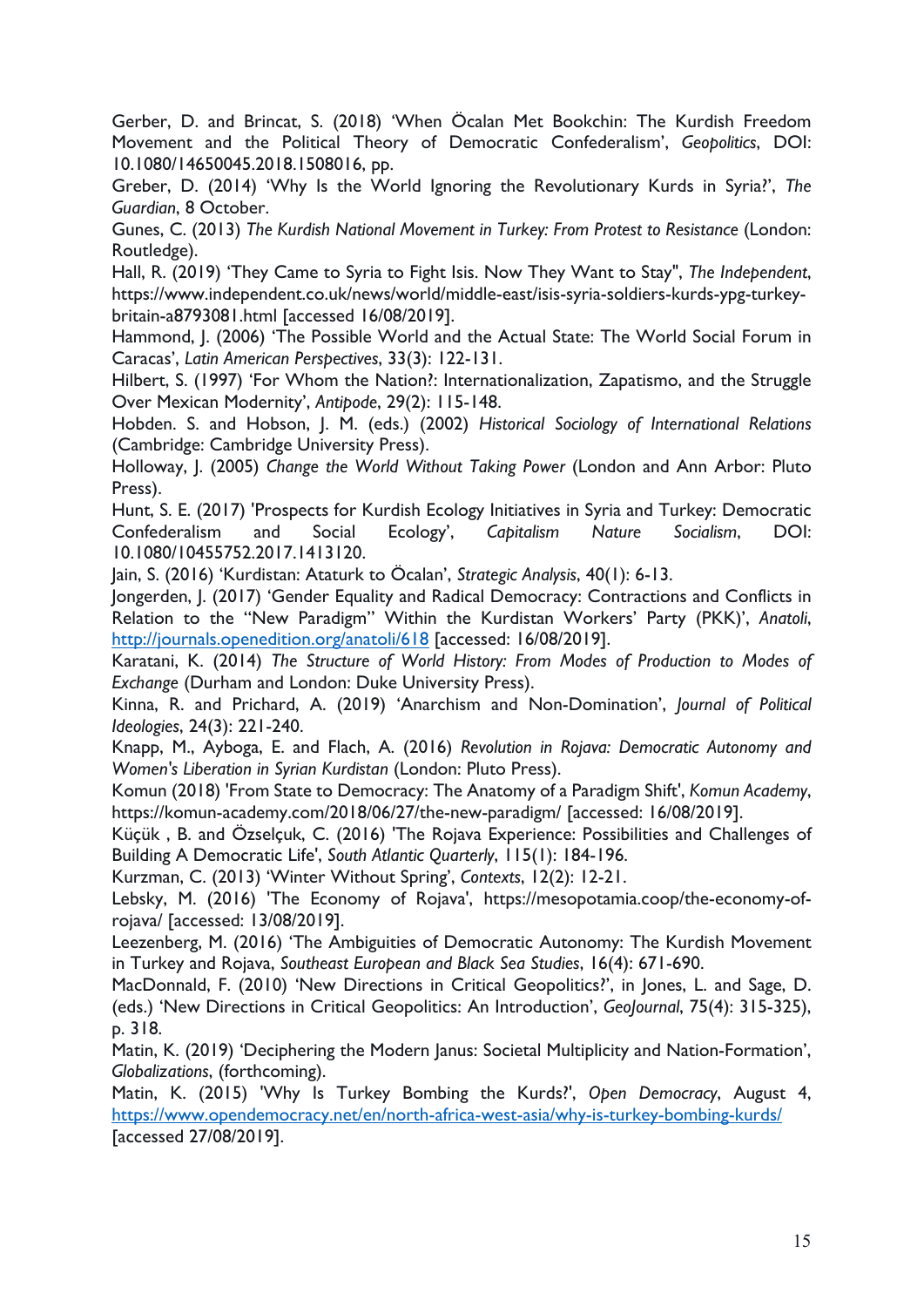Gerber, D. and Brincat, S. (2018) 'When Öcalan Met Bookchin: The Kurdish Freedom Movement and the Political Theory of Democratic Confederalism', *Geopolitics*, DOI: 10.1080/14650045.2018.1508016, pp.

Greber, D. (2014) 'Why Is the World Ignoring the Revolutionary Kurds in Syria?', *The Guardian*, 8 October.

Gunes, C. (2013) *The Kurdish National Movement in Turkey: From Protest to Resistance* (London: Routledge).

Hall, R. (2019) 'They Came to Syria to Fight Isis. Now They Want to Stay", *The Independent*, https://www.independent.co.uk/news/world/middle-east/isis-syria-soldiers-kurds-ypg-turkey-britain-a8793081.html [accessed 16/08/2019].

Hammond, J. (2006) 'The Possible World and the Actual State: The World Social Forum in Caracas', *Latin American Perspectives*, 33(3): 122-131.

Hilbert, S. (1997) 'For Whom the Nation?: Internationalization, Zapatismo, and the Struggle Over Mexican Modernity', *Antipode*, 29(2): 115-148.

Hobden. S. and Hobson, J. M. (eds.) (2002) *Historical Sociology of International Relations* (Cambridge: Cambridge University Press).

Holloway, J. (2005) *Change the World Without Taking Power* (London and Ann Arbor: Pluto Press).

Hunt, S. E. (2017) 'Prospects for Kurdish Ecology Initiatives in Syria and Turkey: Democratic Confederalism and Social Ecology', *Capitalism Nature Socialism*, DOI: 10.1080/10455752.2017.1413120.

Jain, S. (2016) 'Kurdistan: Ataturk to Öcalan', *Strategic Analysis*, 40(1): 6-13.

Jongerden, J. (2017) 'Gender Equality and Radical Democracy: Contractions and Conflicts in Relation to the "New Paradigm" Within the Kurdistan Workers' Party (PKK)', *Anatoli*, http://journals.openedition.org/anatoli/618 [accessed: 16/08/2019].

Karatani, K. (2014) *The Structure of World History: From Modes of Production to Modes of Exchange* (Durham and London: Duke University Press).

Kinna, R. and Prichard, A. (2019) 'Anarchism and Non-Domination', *Journal of Political Ideologies*, 24(3): 221-240.

Knapp, M., Ayboga, E. and Flach, A. (2016) *Revolution in Rojava: Democratic Autonomy and Women's Liberation in Syrian Kurdistan* (London: Pluto Press).

Komun (2018) 'From State to Democracy: The Anatomy of a Paradigm Shift', *Komun Academy*, https://komun-academy.com/2018/06/27/the-new-paradigm/ [accessed: 16/08/2019].

Küçük , B. and Özselçuk, C. (2016) 'The Rojava Experience: Possibilities and Challenges of Building A Democratic Life', *South Atlantic Quarterly*, 115(1): 184-196.

Kurzman, C. (2013) 'Winter Without Spring', *Contexts*, 12(2): 12-21.

Lebsky, M. (2016) 'The Economy of Rojava', https://mesopotamia.coop/the-economy-of-rojava/ [accessed: 13/08/2019].

Leezenberg, M. (2016) 'The Ambiguities of Democratic Autonomy: The Kurdish Movement in Turkey and Rojava, *Southeast European and Black Sea Studies*, 16(4): 671-690.

MacDonnald, F. (2010) 'New Directions in Critical Geopolitics?', in Jones, L. and Sage, D. (eds.) 'New Directions in Critical Geopolitics: An Introduction', *GeoJournal*, 75(4): 315-325), p. 318.

Matin, K. (2019) 'Deciphering the Modern Janus: Societal Multiplicity and Nation-Formation', *Globalizations*, (forthcoming).

Matin, K. (2015) 'Why Is Turkey Bombing the Kurds?', *Open Democracy*, August 4, https://www.opendemocracy.net/en/north-africa-west-asia/why-is-turkey-bombing-kurds/ [accessed 27/08/2019].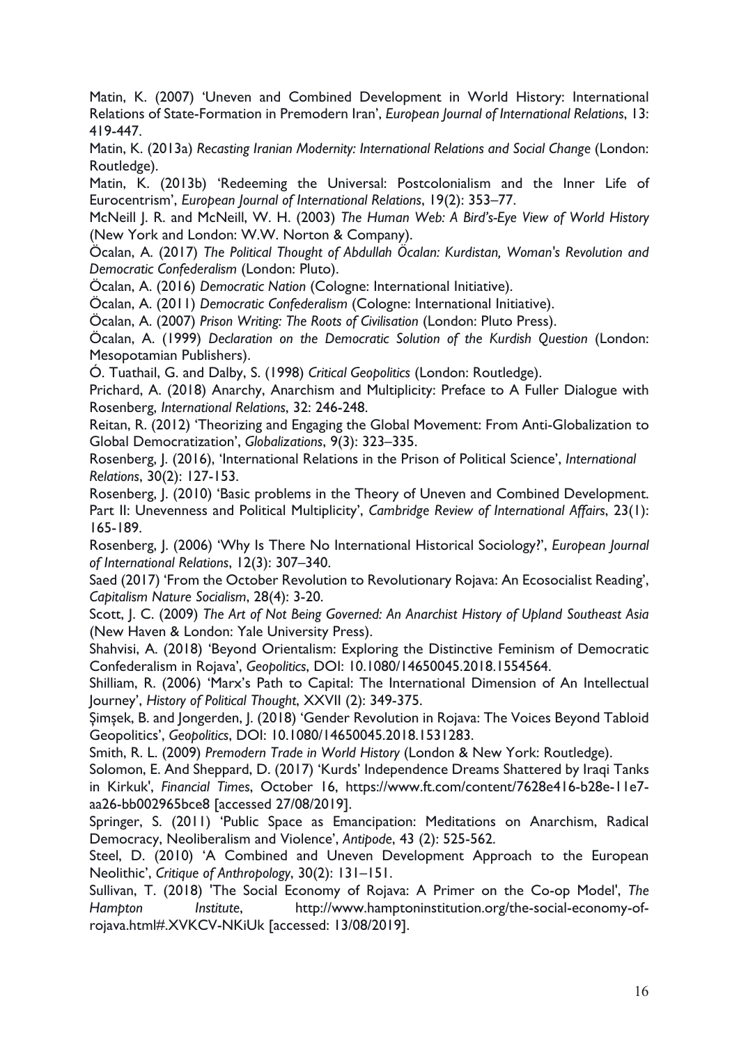Matin, K. (2007) 'Uneven and Combined Development in World History: International Relations of State-Formation in Premodern Iran', *European Journal of International Relations*, 13: 419-447.

Matin, K. (2013a) *Recasting Iranian Modernity: International Relations and Social Change* (London: Routledge).

Matin, K. (2013b) 'Redeeming the Universal: Postcolonialism and the Inner Life of Eurocentrism', *European Journal of International Relations*, 19(2): 353–77.

McNeill J. R. and McNeill, W. H. (2003) *The Human Web: A Bird's-Eye View of World History* (New York and London: W.W. Norton & Company).

Öcalan, A. (2017) *The Political Thought of Abdullah Öcalan: Kurdistan, Woman's Revolution and Democratic Confederalism* (London: Pluto).

Öcalan, A. (2016) *Democratic Nation* (Cologne: International Initiative).

Öcalan, A. (2011) *Democratic Confederalism* (Cologne: International Initiative).

Öcalan, A. (2007) *Prison Writing: The Roots of Civilisation* (London: Pluto Press).

Öcalan, A. (1999) *Declaration on the Democratic Solution of the Kurdish Question* (London: Mesopotamian Publishers).

Ó. Tuathail, G. and Dalby, S. (1998) *Critical Geopolitics* (London: Routledge).

Prichard, A. (2018) Anarchy, Anarchism and Multiplicity: Preface to A Fuller Dialogue with Rosenberg, *International Relations*, 32: 246-248.

Reitan, R. (2012) 'Theorizing and Engaging the Global Movement: From Anti-Globalization to Global Democratization', *Globalizations*, 9(3): 323–335.

Rosenberg, J. (2016), 'International Relations in the Prison of Political Science', *International Relations*, 30(2): 127-153.

Rosenberg, J. (2010) 'Basic problems in the Theory of Uneven and Combined Development. Part II: Unevenness and Political Multiplicity', *Cambridge Review of International Affairs*, 23(1): 165-189.

Rosenberg, J. (2006) 'Why Is There No International Historical Sociology?', *European Journal of International Relations*, 12(3): 307–340.

Saed (2017) 'From the October Revolution to Revolutionary Rojava: An Ecosocialist Reading', *Capitalism Nature Socialism*, 28(4): 3-20.

Scott, J. C. (2009) *The Art of Not Being Governed: An Anarchist History of Upland Southeast Asia* (New Haven & London: Yale University Press).

Shahvisi, A. (2018) 'Beyond Orientalism: Exploring the Distinctive Feminism of Democratic Confederalism in Rojava', *Geopolitics*, DOI: 10.1080/14650045.2018.1554564.

Shilliam, R. (2006) 'Marx's Path to Capital: The International Dimension of An Intellectual Journey', *History of Political Thought*, XXVII (2): 349-375.

Şimşek, B. and Jongerden, J. (2018) 'Gender Revolution in Rojava: The Voices Beyond Tabloid Geopolitics', *Geopolitics*, DOI: 10.1080/14650045.2018.1531283.

Smith, R. L. (2009) *Premodern Trade in World History* (London & New York: Routledge).

Solomon, E. And Sheppard, D. (2017) 'Kurds' Independence Dreams Shattered by Iraqi Tanks in Kirkuk', *Financial Times*, October 16, https://www.ft.com/content/7628e416-b28e-11e7-aa26-bb002965bce8 [accessed 27/08/2019].

Springer, S. (2011) 'Public Space as Emancipation: Meditations on Anarchism, Radical Democracy, Neoliberalism and Violence', *Antipode*, 43 (2): 525-562.

Steel, D. (2010) 'A Combined and Uneven Development Approach to the European Neolithic', *Critique of Anthropology*, 30(2): 131–151.

Sullivan, T. (2018) 'The Social Economy of Rojava: A Primer on the Co-op Model', *The Hampton Institute*, http://www.hamptoninstitution.org/the-social-economy-of-rojava.html#.XVKCV-NKiUk [accessed: 13/08/2019].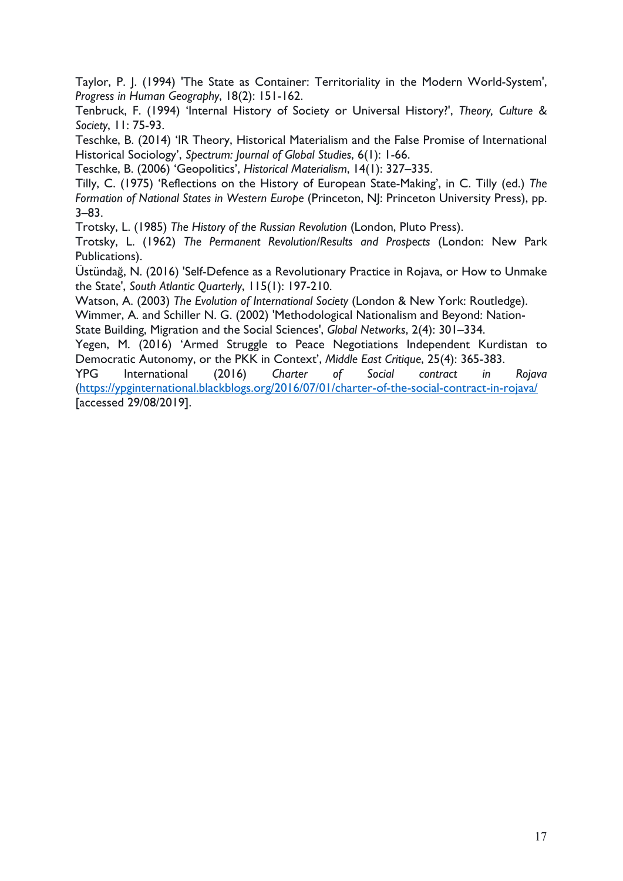Taylor, P. J. (1994) 'The State as Container: Territoriality in the Modern World-System', *Progress in Human Geography*, 18(2): 151-162.

Tenbruck, F. (1994) 'Internal History of Society or Universal History?', *Theory, Culture & Society*, 11: 75-93.

Teschke, B. (2014) 'IR Theory, Historical Materialism and the False Promise of International Historical Sociology', *Spectrum: Journal of Global Studies*, 6(1): 1-66.

Teschke, B. (2006) 'Geopolitics', *Historical Materialism*, 14(1): 327–335.

Tilly, C. (1975) 'Reflections on the History of European State-Making', in C. Tilly (ed.) *The Formation of National States in Western Europe* (Princeton, NJ: Princeton University Press), pp. 3–83.

Trotsky, L. (1985) *The History of the Russian Revolution* (London, Pluto Press).

Trotsky, L. (1962) *The Permanent Revolution/Results and Prospects* (London: New Park Publications).

Üstündağ, N. (2016) 'Self-Defence as a Revolutionary Practice in Rojava, or How to Unmake the State', *South Atlantic Quarterly*, 115(1): 197-210.

Watson, A. (2003) *The Evolution of International Society* (London & New York: Routledge).

Wimmer, A. and Schiller N. G. (2002) 'Methodological Nationalism and Beyond: Nation-State Building, Migration and the Social Sciences', *Global Networks*, 2(4): 301–334.

Yegen, M. (2016) 'Armed Struggle to Peace Negotiations Independent Kurdistan to Democratic Autonomy, or the PKK in Context', *Middle East Critique*, 25(4): 365-383.

YPG International (2016) *Charter of Social contract in Rojava* (https://ypginternational.blackblogs.org/2016/07/01/charter-of-the-social-contract-in-rojava/ [accessed 29/08/2019].